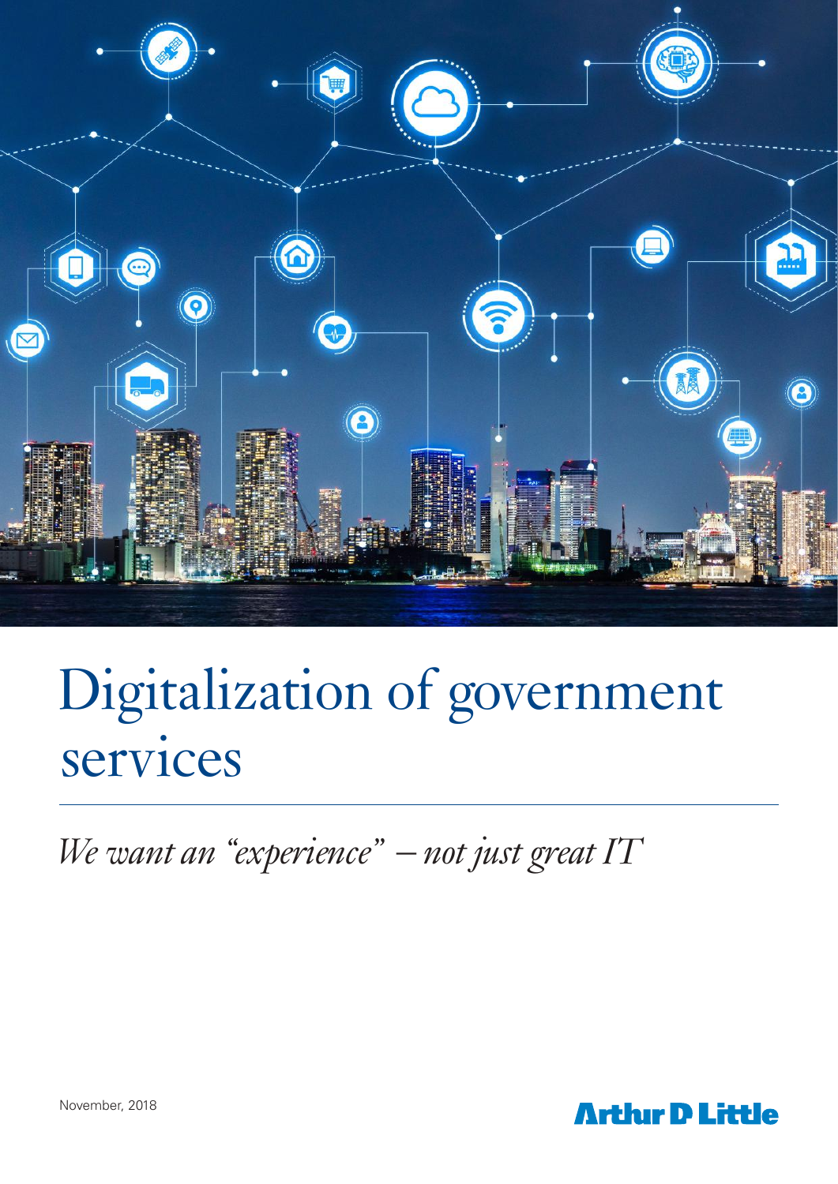# Digitalization of government services

*We want an "experience" – not just great IT*

November, 2018

Arthur D Little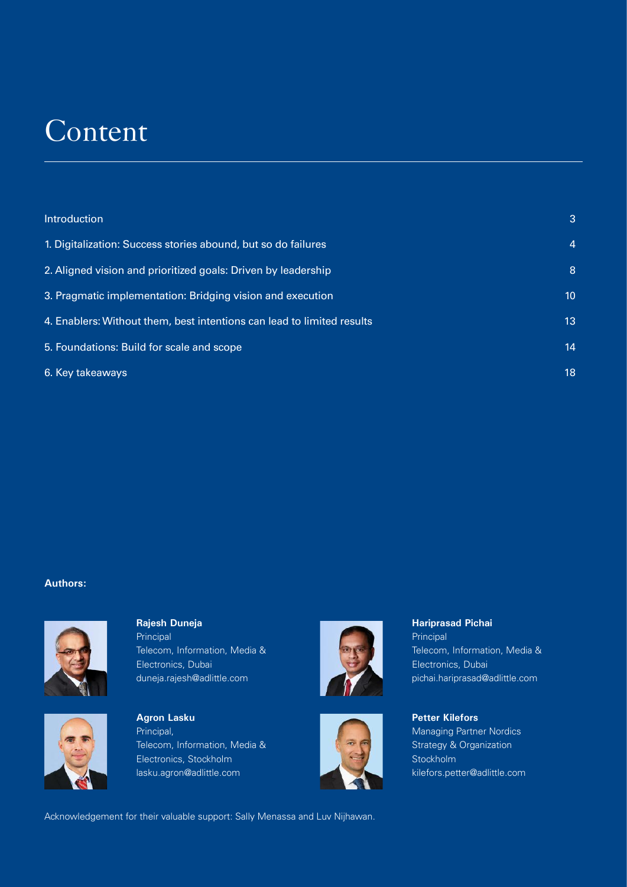# Content

| | |
|---|---|
| Introduction | 3 |
| 1. Digitalization: Success stories abound, but so do failures | 4 |
| 2. Aligned vision and prioritized goals: Driven by leadership | 8 |
| 3. Pragmatic implementation: Bridging vision and execution | 10 |
| 4. Enablers: Without them, best intentions can lead to limited results | 13 |
| 5. Foundations: Build for scale and scope | 14 |
| 6. Key takeaways | 18 |

**Authors:**

**Rajesh Duneja**
Principal
Telecom, Information, Media & Electronics, Dubai
duneja.rajesh@adlittle.com

**Hariprasad Pichai**
Principal
Telecom, Information, Media & Electronics, Dubai
pichai.hariprasad@adlittle.com

**Agron Lasku**
Principal,
Telecom, Information, Media & Electronics, Stockholm
lasku.agron@adlittle.com

**Petter Kilefors**
Managing Partner Nordics
Strategy & Organization
Stockholm
kilefors.petter@adlittle.com

Acknowledgement for their valuable support: Sally Menassa and Luv Nijhawan.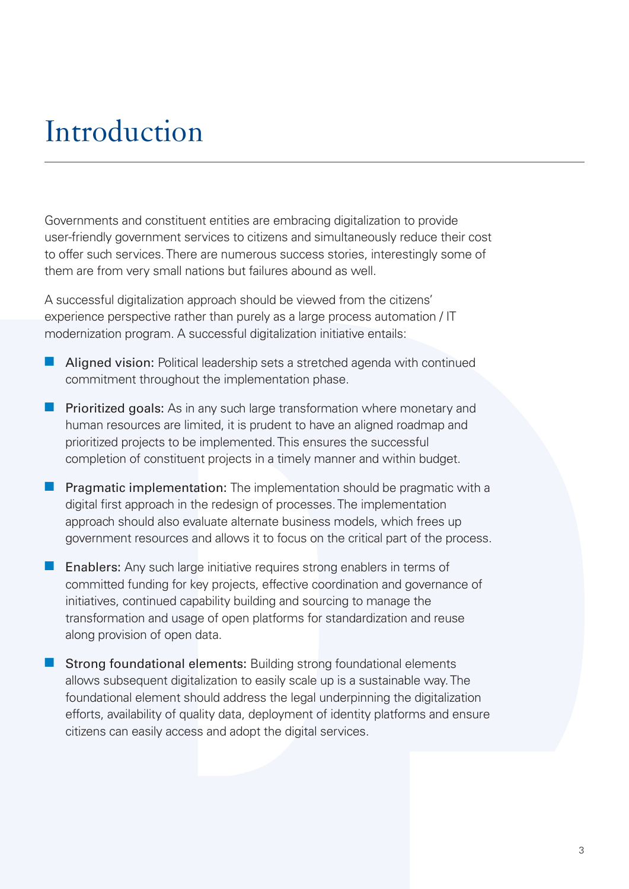# Introduction

Governments and constituent entities are embracing digitalization to provide user-friendly government services to citizens and simultaneously reduce their cost to offer such services. There are numerous success stories, interestingly some of them are from very small nations but failures abound as well.

A successful digitalization approach should be viewed from the citizens' experience perspective rather than purely as a large process automation / IT modernization program. A successful digitalization initiative entails:

- Aligned vision: Political leadership sets a stretched agenda with continued commitment throughout the implementation phase.
- Prioritized goals: As in any such large transformation where monetary and human resources are limited, it is prudent to have an aligned roadmap and prioritized projects to be implemented. This ensures the successful completion of constituent projects in a timely manner and within budget.
- Pragmatic implementation: The implementation should be pragmatic with a digital first approach in the redesign of processes. The implementation approach should also evaluate alternate business models, which frees up government resources and allows it to focus on the critical part of the process.
- Enablers: Any such large initiative requires strong enablers in terms of committed funding for key projects, effective coordination and governance of initiatives, continued capability building and sourcing to manage the transformation and usage of open platforms for standardization and reuse along provision of open data.
- Strong foundational elements: Building strong foundational elements allows subsequent digitalization to easily scale up is a sustainable way. The foundational element should address the legal underpinning the digitalization efforts, availability of quality data, deployment of identity platforms and ensure citizens can easily access and adopt the digital services.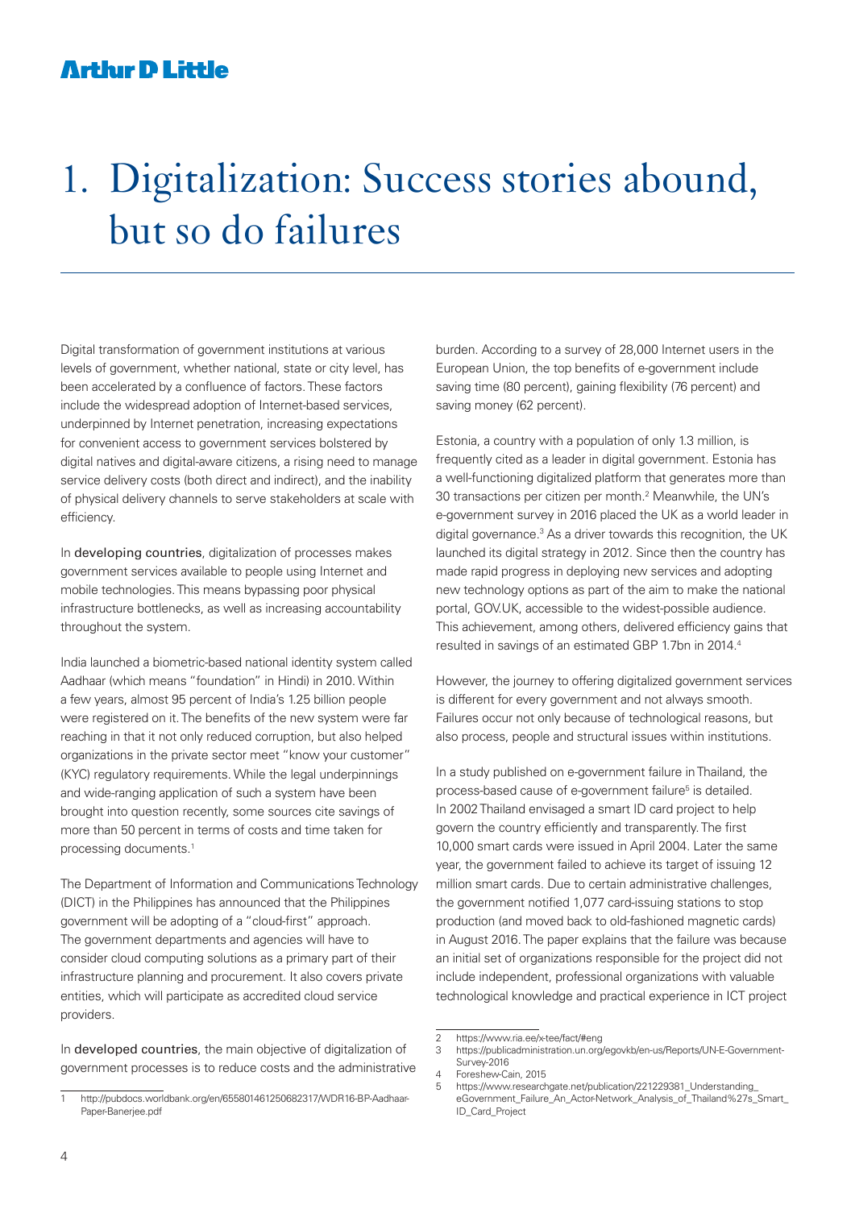# 1. Digitalization: Success stories abound, but so do failures

Digital transformation of government institutions at various levels of government, whether national, state or city level, has been accelerated by a confluence of factors. These factors include the widespread adoption of Internet-based services, underpinned by Internet penetration, increasing expectations for convenient access to government services bolstered by digital natives and digital-aware citizens, a rising need to manage service delivery costs (both direct and indirect), and the inability of physical delivery channels to serve stakeholders at scale with efficiency.

In developing countries, digitalization of processes makes government services available to people using Internet and mobile technologies. This means bypassing poor physical infrastructure bottlenecks, as well as increasing accountability throughout the system.

India launched a biometric-based national identity system called Aadhaar (which means "foundation" in Hindi) in 2010. Within a few years, almost 95 percent of India's 1.25 billion people were registered on it. The benefits of the new system were far reaching in that it not only reduced corruption, but also helped organizations in the private sector meet "know your customer" (KYC) regulatory requirements. While the legal underpinnings and wide-ranging application of such a system have been brought into question recently, some sources cite savings of more than 50 percent in terms of costs and time taken for processing documents.[1]

The Department of Information and Communications Technology (DICT) in the Philippines has announced that the Philippines government will be adopting of a "cloud-first" approach. The government departments and agencies will have to consider cloud computing solutions as a primary part of their infrastructure planning and procurement. It also covers private entities, which will participate as accredited cloud service providers.

In developed countries, the main objective of digitalization of government processes is to reduce costs and the administrative burden. According to a survey of 28,000 Internet users in the European Union, the top benefits of e-government include saving time (80 percent), gaining flexibility (76 percent) and saving money (62 percent).

Estonia, a country with a population of only 1.3 million, is frequently cited as a leader in digital government. Estonia has a well-functioning digitalized platform that generates more than 30 transactions per citizen per month.[2] Meanwhile, the UN's e-government survey in 2016 placed the UK as a world leader in digital governance.[3] As a driver towards this recognition, the UK launched its digital strategy in 2012. Since then the country has made rapid progress in deploying new services and adopting new technology options as part of the aim to make the national portal, GOV.UK, accessible to the widest-possible audience. This achievement, among others, delivered efficiency gains that resulted in savings of an estimated GBP 1.7bn in 2014.[4]

However, the journey to offering digitalized government services is different for every government and not always smooth. Failures occur not only because of technological reasons, but also process, people and structural issues within institutions.

In a study published on e-government failure in Thailand, the process-based cause of e-government failure[5] is detailed. In 2002 Thailand envisaged a smart ID card project to help govern the country efficiently and transparently. The first 10,000 smart cards were issued in April 2004. Later the same year, the government failed to achieve its target of issuing 12 million smart cards. Due to certain administrative challenges, the government notified 1,077 card-issuing stations to stop production (and moved back to old-fashioned magnetic cards) in August 2016. The paper explains that the failure was because an initial set of organizations responsible for the project did not include independent, professional organizations with valuable technological knowledge and practical experience in ICT project

---

1 http://pubdocs.worldbank.org/en/655801461250682317/WDR16-BP-Aadhaar-Paper-Banerjee.pdf

2 https://www.ria.ee/x-tee/fact/#eng

3 https://publicadministration.un.org/egovkb/en-us/Reports/UN-E-Government-Survey-2016

4 Foreshew-Cain, 2015

5 https://www.researchgate.net/publication/221229381_Understanding_eGovernment_Failure_An_Actor-Network_Analysis_of_Thailand%27s_Smart_ID_Card_Project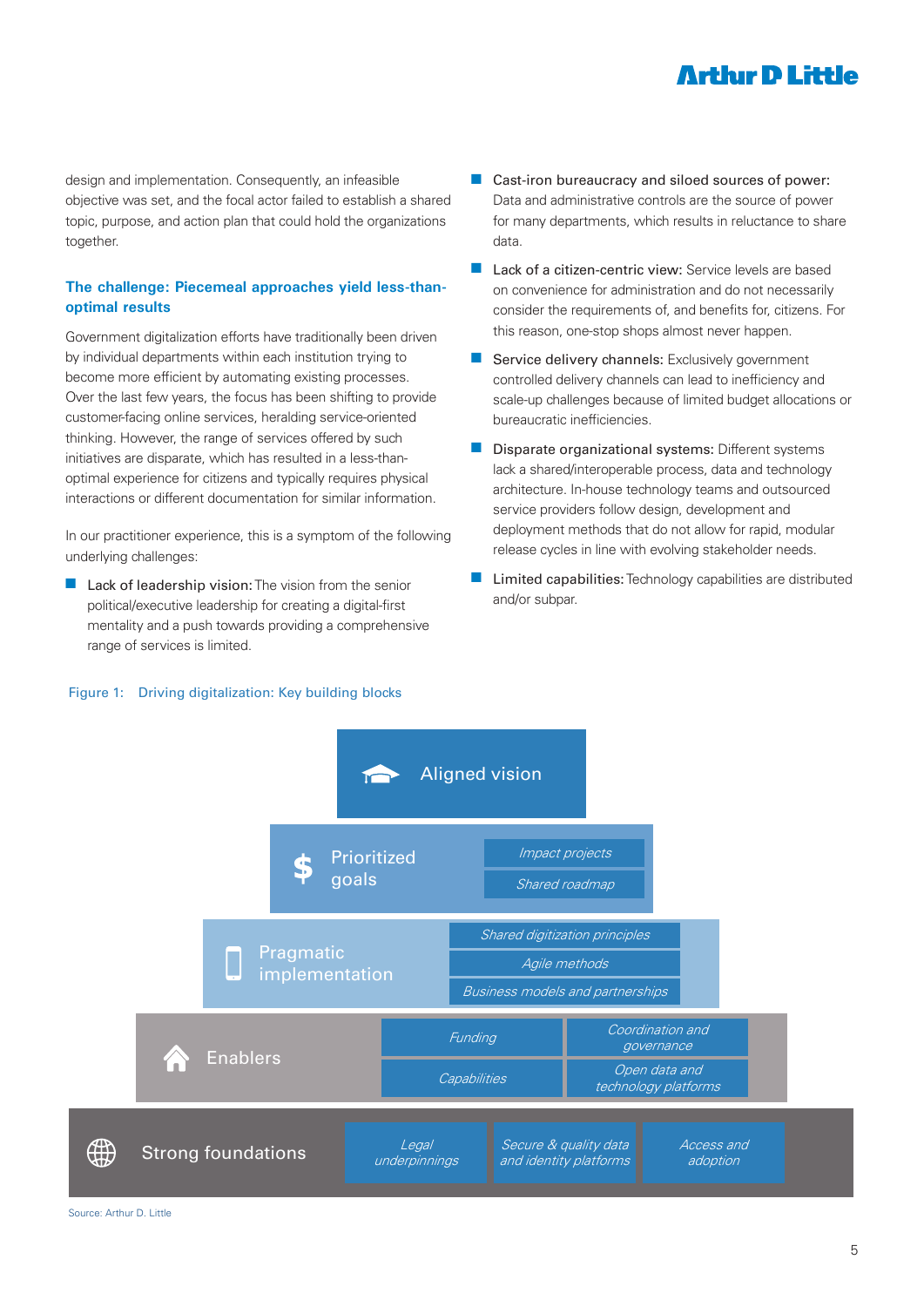design and implementation. Consequently, an infeasible objective was set, and the focal actor failed to establish a shared topic, purpose, and action plan that could hold the organizations together.

### The challenge: Piecemeal approaches yield less-than-optimal results

Government digitalization efforts have traditionally been driven by individual departments within each institution trying to become more efficient by automating existing processes. Over the last few years, the focus has been shifting to provide customer-facing online services, heralding service-oriented thinking. However, the range of services offered by such initiatives are disparate, which has resulted in a less-than-optimal experience for citizens and typically requires physical interactions or different documentation for similar information.

In our practitioner experience, this is a symptom of the following underlying challenges:

- Lack of leadership vision: The vision from the senior political/executive leadership for creating a digital-first mentality and a push towards providing a comprehensive range of services is limited.
- Cast-iron bureaucracy and siloed sources of power: Data and administrative controls are the source of power for many departments, which results in reluctance to share data.
- Lack of a citizen-centric view: Service levels are based on convenience for administration and do not necessarily consider the requirements of, and benefits for, citizens. For this reason, one-stop shops almost never happen.
- Service delivery channels: Exclusively government controlled delivery channels can lead to inefficiency and scale-up challenges because of limited budget allocations or bureaucratic inefficiencies.
- Disparate organizational systems: Different systems lack a shared/interoperable process, data and technology architecture. In-house technology teams and outsourced service providers follow design, development and deployment methods that do not allow for rapid, modular release cycles in line with evolving stakeholder needs.
- Limited capabilities: Technology capabilities are distributed and/or subpar.

Figure 1: Driving digitalization: Key building blocks

| Building block | Components |
|---|---|
| Aligned vision | |
| Prioritized goals | *Impact projects*; *Shared roadmap* |
| Pragmatic implementation | *Shared digitization principles*; *Agile methods*; *Business models and partnerships* |
| Enablers | *Funding*; *Coordination and governance*; *Capabilities*; *Open data and technology platforms* |
| Strong foundations | *Legal underpinnings*; *Secure & quality data and identity platforms*; *Access and adoption* |

Source: Arthur D. Little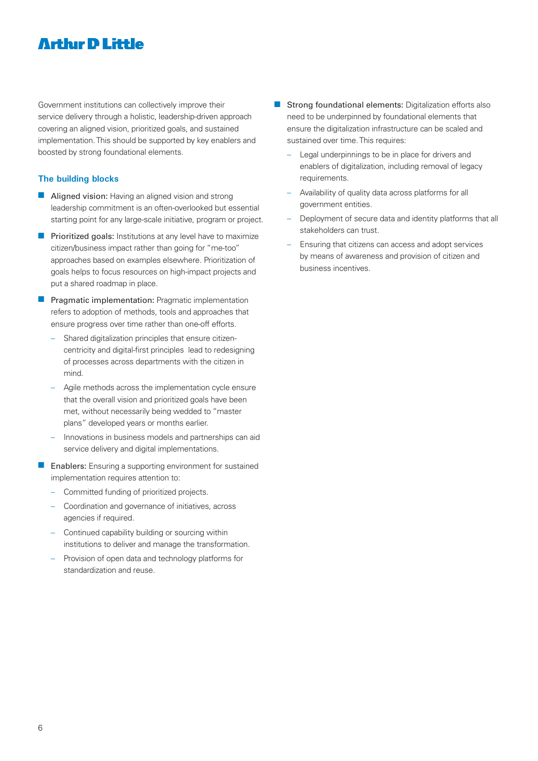Government institutions can collectively improve their service delivery through a holistic, leadership-driven approach covering an aligned vision, prioritized goals, and sustained implementation. This should be supported by key enablers and boosted by strong foundational elements.

### The building blocks

- Aligned vision: Having an aligned vision and strong leadership commitment is an often-overlooked but essential starting point for any large-scale initiative, program or project.
- Prioritized goals: Institutions at any level have to maximize citizen/business impact rather than going for "me-too" approaches based on examples elsewhere. Prioritization of goals helps to focus resources on high-impact projects and put a shared roadmap in place.
- Pragmatic implementation: Pragmatic implementation refers to adoption of methods, tools and approaches that ensure progress over time rather than one-off efforts.
  - Shared digitalization principles that ensure citizen-centricity and digital-first principles lead to redesigning of processes across departments with the citizen in mind.
  - Agile methods across the implementation cycle ensure that the overall vision and prioritized goals have been met, without necessarily being wedded to "master plans" developed years or months earlier.
  - Innovations in business models and partnerships can aid service delivery and digital implementations.
- Enablers: Ensuring a supporting environment for sustained implementation requires attention to:
  - Committed funding of prioritized projects.
  - Coordination and governance of initiatives, across agencies if required.
  - Continued capability building or sourcing within institutions to deliver and manage the transformation.
  - Provision of open data and technology platforms for standardization and reuse.
- Strong foundational elements: Digitalization efforts also need to be underpinned by foundational elements that ensure the digitalization infrastructure can be scaled and sustained over time. This requires:
  - Legal underpinnings to be in place for drivers and enablers of digitalization, including removal of legacy requirements.
  - Availability of quality data across platforms for all government entities.
  - Deployment of secure data and identity platforms that all stakeholders can trust.
  - Ensuring that citizens can access and adopt services by means of awareness and provision of citizen and business incentives.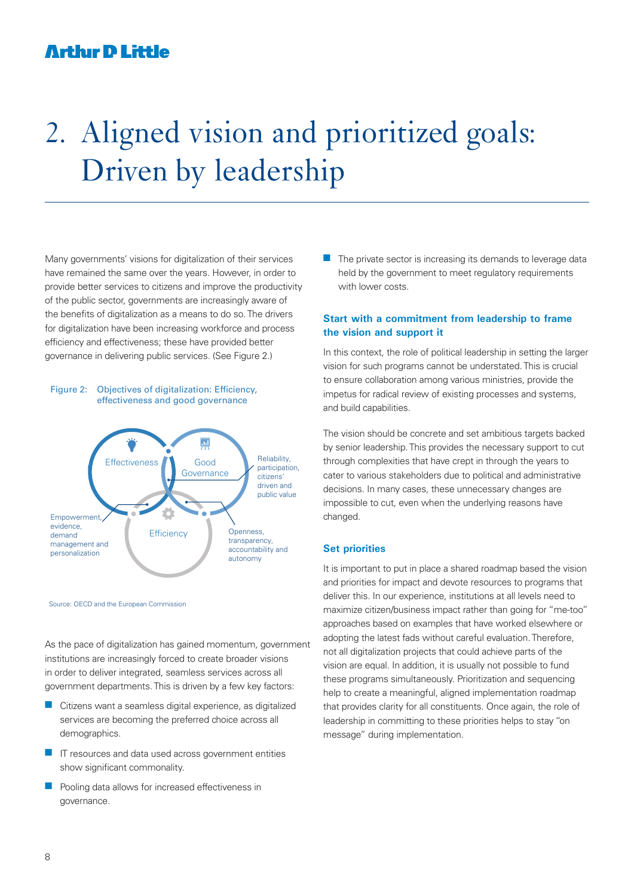# 2. Aligned vision and prioritized goals: Driven by leadership

Many governments' visions for digitalization of their services have remained the same over the years. However, in order to provide better services to citizens and improve the productivity of the public sector, governments are increasingly aware of the benefits of digitalization as a means to do so. The drivers for digitalization have been increasing workforce and process efficiency and effectiveness; these have provided better governance in delivering public services. (See Figure 2.)

Figure 2: Objectives of digitalization: Efficiency, effectiveness and good governance

Effectiveness

Good Governance

Efficiency

Reliability, participation, citizens' driven and public value

Empowerment, evidence, demand management and personalization

Openness, transparency, accountability and autonomy

Source: OECD and the European Commission

As the pace of digitalization has gained momentum, government institutions are increasingly forced to create broader visions in order to deliver integrated, seamless services across all government departments. This is driven by a few key factors:

- Citizens want a seamless digital experience, as digitalized services are becoming the preferred choice across all demographics.
- IT resources and data used across government entities show significant commonality.
- Pooling data allows for increased effectiveness in governance.
- The private sector is increasing its demands to leverage data held by the government to meet regulatory requirements with lower costs.

### Start with a commitment from leadership to frame the vision and support it

In this context, the role of political leadership in setting the larger vision for such programs cannot be understated. This is crucial to ensure collaboration among various ministries, provide the impetus for radical review of existing processes and systems, and build capabilities.

The vision should be concrete and set ambitious targets backed by senior leadership. This provides the necessary support to cut through complexities that have crept in through the years to cater to various stakeholders due to political and administrative decisions. In many cases, these unnecessary changes are impossible to cut, even when the underlying reasons have changed.

### Set priorities

It is important to put in place a shared roadmap based the vision and priorities for impact and devote resources to programs that deliver this. In our experience, institutions at all levels need to maximize citizen/business impact rather than going for "me-too" approaches based on examples that have worked elsewhere or adopting the latest fads without careful evaluation. Therefore, not all digitalization projects that could achieve parts of the vision are equal. In addition, it is usually not possible to fund these programs simultaneously. Prioritization and sequencing help to create a meaningful, aligned implementation roadmap that provides clarity for all constituents. Once again, the role of leadership in committing to these priorities helps to stay "on message" during implementation.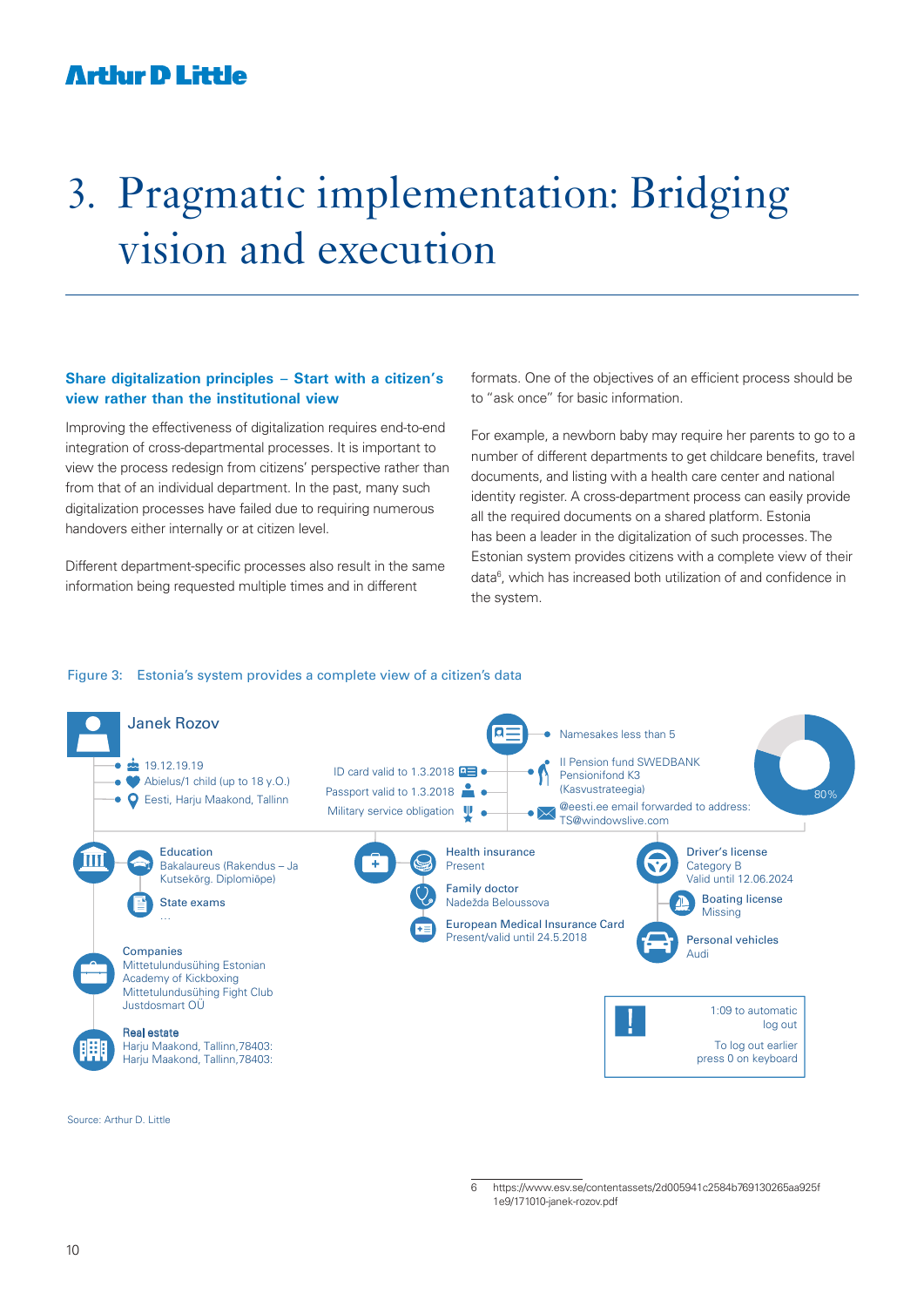# 3. Pragmatic implementation: Bridging vision and execution

**Share digitalization principles – Start with a citizen's view rather than the institutional view**

Improving the effectiveness of digitalization requires end-to-end integration of cross-departmental processes. It is important to view the process redesign from citizens' perspective rather than from that of an individual department. In the past, many such digitalization processes have failed due to requiring numerous handovers either internally or at citizen level.

Different department-specific processes also result in the same information being requested multiple times and in different formats. One of the objectives of an efficient process should be to "ask once" for basic information.

For example, a newborn baby may require her parents to go to a number of different departments to get childcare benefits, travel documents, and listing with a health care center and national identity register. A cross-department process can easily provide all the required documents on a shared platform. Estonia has been a leader in the digitalization of such processes. The Estonian system provides citizens with a complete view of their data[6], which has increased both utilization of and confidence in the system.

Figure 3: Estonia's system provides a complete view of a citizen's data

Janek Rozov

- 19.12.19.19
- Abielus/1 child (up to 18 y.O.)
- Eesti, Harju Maakond, Tallinn

ID card valid to 1.3.2018
Passport valid to 1.3.2018
Military service obligation

- Namesakes less than 5
- II Pension fund SWEDBANK Pensionifond K3 (Kasvustrateegia)
- @eesti.ee email forwarded to address: TS@windowslive.com

80%

Education
Bakalaureus (Rakendus – Ja Kutsekõrg. Diplomiõpe)

State exams
...

Health insurance
Present

Family doctor
Nadežda Beloussova

European Medical Insurance Card
Present/valid until 24.5.2018

Driver's license
Category B
Valid until 12.06.2024

Boating license
Missing

Personal vehicles
Audi

Companies
Mittetulundusühing Estonian Academy of Kickboxing
Mittetulundusühing Fight Club
Justdosmart OÜ

Real estate
Harju Maakond, Tallinn,78403:
Harju Maakond, Tallinn,78403:

1:09 to automatic log out
To log out earlier press 0 on keyboard

Source: Arthur D. Little

6 https://www.esv.se/contentassets/2d005941c2584b769130265aa925f1e9/171010-janek-rozov.pdf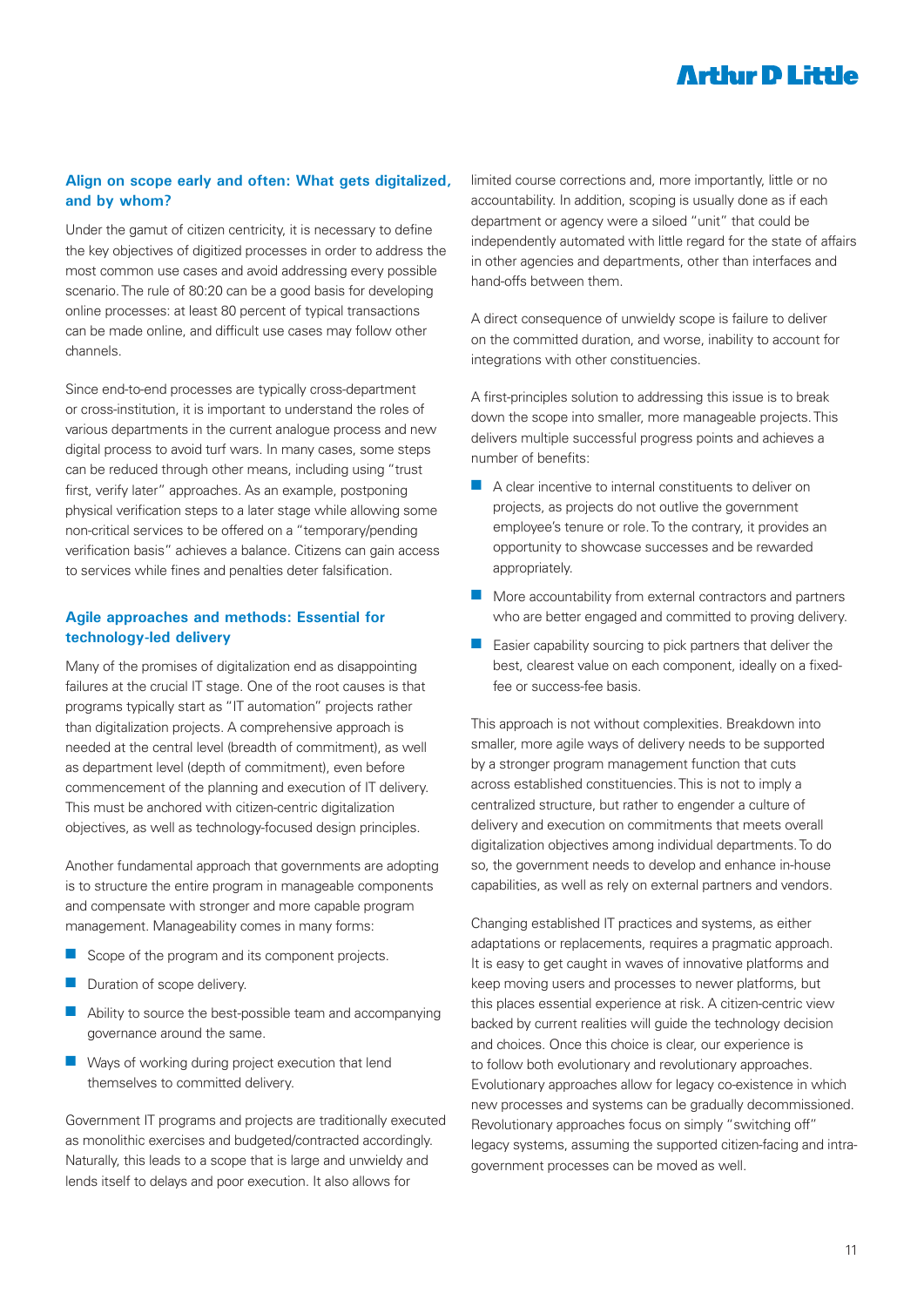### Align on scope early and often: What gets digitalized, and by whom?

Under the gamut of citizen centricity, it is necessary to define the key objectives of digitized processes in order to address the most common use cases and avoid addressing every possible scenario. The rule of 80:20 can be a good basis for developing online processes: at least 80 percent of typical transactions can be made online, and difficult use cases may follow other channels.

Since end-to-end processes are typically cross-department or cross-institution, it is important to understand the roles of various departments in the current analogue process and new digital process to avoid turf wars. In many cases, some steps can be reduced through other means, including using "trust first, verify later" approaches. As an example, postponing physical verification steps to a later stage while allowing some non-critical services to be offered on a "temporary/pending verification basis" achieves a balance. Citizens can gain access to services while fines and penalties deter falsification.

### Agile approaches and methods: Essential for technology-led delivery

Many of the promises of digitalization end as disappointing failures at the crucial IT stage. One of the root causes is that programs typically start as "IT automation" projects rather than digitalization projects. A comprehensive approach is needed at the central level (breadth of commitment), as well as department level (depth of commitment), even before commencement of the planning and execution of IT delivery. This must be anchored with citizen-centric digitalization objectives, as well as technology-focused design principles.

Another fundamental approach that governments are adopting is to structure the entire program in manageable components and compensate with stronger and more capable program management. Manageability comes in many forms:

- Scope of the program and its component projects.
- Duration of scope delivery.
- Ability to source the best-possible team and accompanying governance around the same.
- Ways of working during project execution that lend themselves to committed delivery.

Government IT programs and projects are traditionally executed as monolithic exercises and budgeted/contracted accordingly. Naturally, this leads to a scope that is large and unwieldy and lends itself to delays and poor execution. It also allows for limited course corrections and, more importantly, little or no accountability. In addition, scoping is usually done as if each department or agency were a siloed "unit" that could be independently automated with little regard for the state of affairs in other agencies and departments, other than interfaces and hand-offs between them.

A direct consequence of unwieldy scope is failure to deliver on the committed duration, and worse, inability to account for integrations with other constituencies.

A first-principles solution to addressing this issue is to break down the scope into smaller, more manageable projects. This delivers multiple successful progress points and achieves a number of benefits:

- A clear incentive to internal constituents to deliver on projects, as projects do not outlive the government employee's tenure or role. To the contrary, it provides an opportunity to showcase successes and be rewarded appropriately.
- More accountability from external contractors and partners who are better engaged and committed to proving delivery.
- Easier capability sourcing to pick partners that deliver the best, clearest value on each component, ideally on a fixed-fee or success-fee basis.

This approach is not without complexities. Breakdown into smaller, more agile ways of delivery needs to be supported by a stronger program management function that cuts across established constituencies. This is not to imply a centralized structure, but rather to engender a culture of delivery and execution on commitments that meets overall digitalization objectives among individual departments. To do so, the government needs to develop and enhance in-house capabilities, as well as rely on external partners and vendors.

Changing established IT practices and systems, as either adaptations or replacements, requires a pragmatic approach. It is easy to get caught in waves of innovative platforms and keep moving users and processes to newer platforms, but this places essential experience at risk. A citizen-centric view backed by current realities will guide the technology decision and choices. Once this choice is clear, our experience is to follow both evolutionary and revolutionary approaches. Evolutionary approaches allow for legacy co-existence in which new processes and systems can be gradually decommissioned. Revolutionary approaches focus on simply "switching off" legacy systems, assuming the supported citizen-facing and intra-government processes can be moved as well.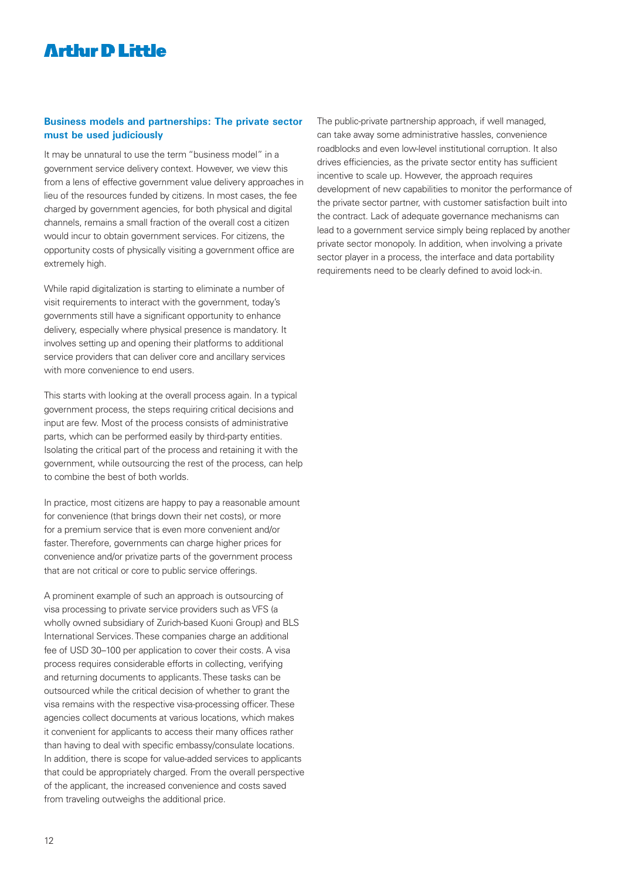## Business models and partnerships: The private sector must be used judiciously

It may be unnatural to use the term "business model" in a government service delivery context. However, we view this from a lens of effective government value delivery approaches in lieu of the resources funded by citizens. In most cases, the fee charged by government agencies, for both physical and digital channels, remains a small fraction of the overall cost a citizen would incur to obtain government services. For citizens, the opportunity costs of physically visiting a government office are extremely high.

While rapid digitalization is starting to eliminate a number of visit requirements to interact with the government, today's governments still have a significant opportunity to enhance delivery, especially where physical presence is mandatory. It involves setting up and opening their platforms to additional service providers that can deliver core and ancillary services with more convenience to end users.

This starts with looking at the overall process again. In a typical government process, the steps requiring critical decisions and input are few. Most of the process consists of administrative parts, which can be performed easily by third-party entities. Isolating the critical part of the process and retaining it with the government, while outsourcing the rest of the process, can help to combine the best of both worlds.

In practice, most citizens are happy to pay a reasonable amount for convenience (that brings down their net costs), or more for a premium service that is even more convenient and/or faster. Therefore, governments can charge higher prices for convenience and/or privatize parts of the government process that are not critical or core to public service offerings.

A prominent example of such an approach is outsourcing of visa processing to private service providers such as VFS (a wholly owned subsidiary of Zurich-based Kuoni Group) and BLS International Services. These companies charge an additional fee of USD 30–100 per application to cover their costs. A visa process requires considerable efforts in collecting, verifying and returning documents to applicants. These tasks can be outsourced while the critical decision of whether to grant the visa remains with the respective visa-processing officer. These agencies collect documents at various locations, which makes it convenient for applicants to access their many offices rather than having to deal with specific embassy/consulate locations. In addition, there is scope for value-added services to applicants that could be appropriately charged. From the overall perspective of the applicant, the increased convenience and costs saved from traveling outweighs the additional price.

The public-private partnership approach, if well managed, can take away some administrative hassles, convenience roadblocks and even low-level institutional corruption. It also drives efficiencies, as the private sector entity has sufficient incentive to scale up. However, the approach requires development of new capabilities to monitor the performance of the private sector partner, with customer satisfaction built into the contract. Lack of adequate governance mechanisms can lead to a government service simply being replaced by another private sector monopoly. In addition, when involving a private sector player in a process, the interface and data portability requirements need to be clearly defined to avoid lock-in.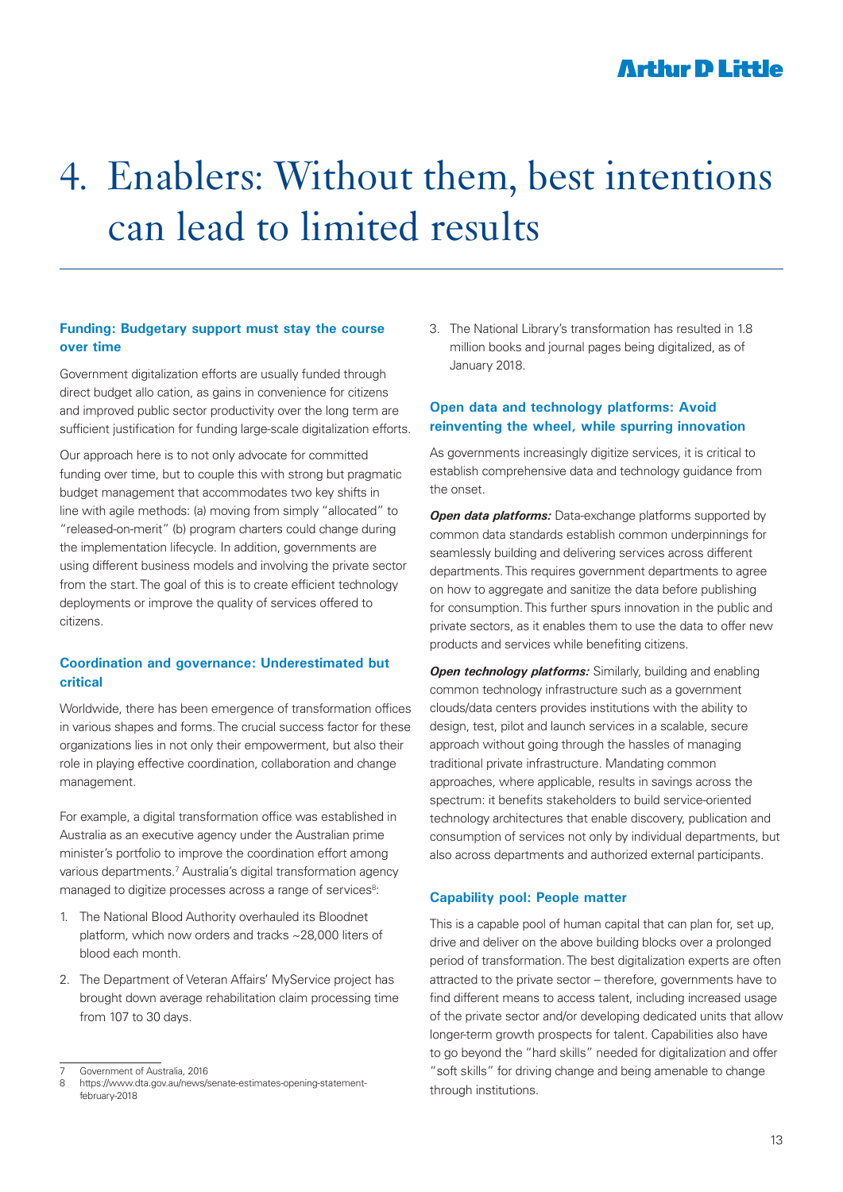# 4. Enablers: Without them, best intentions can lead to limited results

### Funding: Budgetary support must stay the course over time

Government digitalization efforts are usually funded through direct budget allo cation, as gains in convenience for citizens and improved public sector productivity over the long term are sufficient justification for funding large-scale digitalization efforts.

Our approach here is to not only advocate for committed funding over time, but to couple this with strong but pragmatic budget management that accommodates two key shifts in line with agile methods: (a) moving from simply "allocated" to "released-on-merit" (b) program charters could change during the implementation lifecycle. In addition, governments are using different business models and involving the private sector from the start. The goal of this is to create efficient technology deployments or improve the quality of services offered to citizens.

### Coordination and governance: Underestimated but critical

Worldwide, there has been emergence of transformation offices in various shapes and forms. The crucial success factor for these organizations lies in not only their empowerment, but also their role in playing effective coordination, collaboration and change management.

For example, a digital transformation office was established in Australia as an executive agency under the Australian prime minister's portfolio to improve the coordination effort among various departments.[7] Australia's digital transformation agency managed to digitize processes across a range of services[8]:

1. The National Blood Authority overhauled its Bloodnet platform, which now orders and tracks ~28,000 liters of blood each month.
2. The Department of Veteran Affairs' MyService project has brought down average rehabilitation claim processing time from 107 to 30 days.
3. The National Library's transformation has resulted in 1.8 million books and journal pages being digitalized, as of January 2018.

### Open data and technology platforms: Avoid reinventing the wheel, while spurring innovation

As governments increasingly digitize services, it is critical to establish comprehensive data and technology guidance from the onset.

***Open data platforms:*** Data-exchange platforms supported by common data standards establish common underpinnings for seamlessly building and delivering services across different departments. This requires government departments to agree on how to aggregate and sanitize the data before publishing for consumption. This further spurs innovation in the public and private sectors, as it enables them to use the data to offer new products and services while benefiting citizens.

***Open technology platforms:*** Similarly, building and enabling common technology infrastructure such as a government clouds/data centers provides institutions with the ability to design, test, pilot and launch services in a scalable, secure approach without going through the hassles of managing traditional private infrastructure. Mandating common approaches, where applicable, results in savings across the spectrum: it benefits stakeholders to build service-oriented technology architectures that enable discovery, publication and consumption of services not only by individual departments, but also across departments and authorized external participants.

### Capability pool: People matter

This is a capable pool of human capital that can plan for, set up, drive and deliver on the above building blocks over a prolonged period of transformation. The best digitalization experts are often attracted to the private sector – therefore, governments have to find different means to access talent, including increased usage of the private sector and/or developing dedicated units that allow longer-term growth prospects for talent. Capabilities also have to go beyond the "hard skills" needed for digitalization and offer "soft skills" for driving change and being amenable to change through institutions.

---

7 Government of Australia, 2016

8 https://www.dta.gov.au/news/senate-estimates-opening-statement-february-2018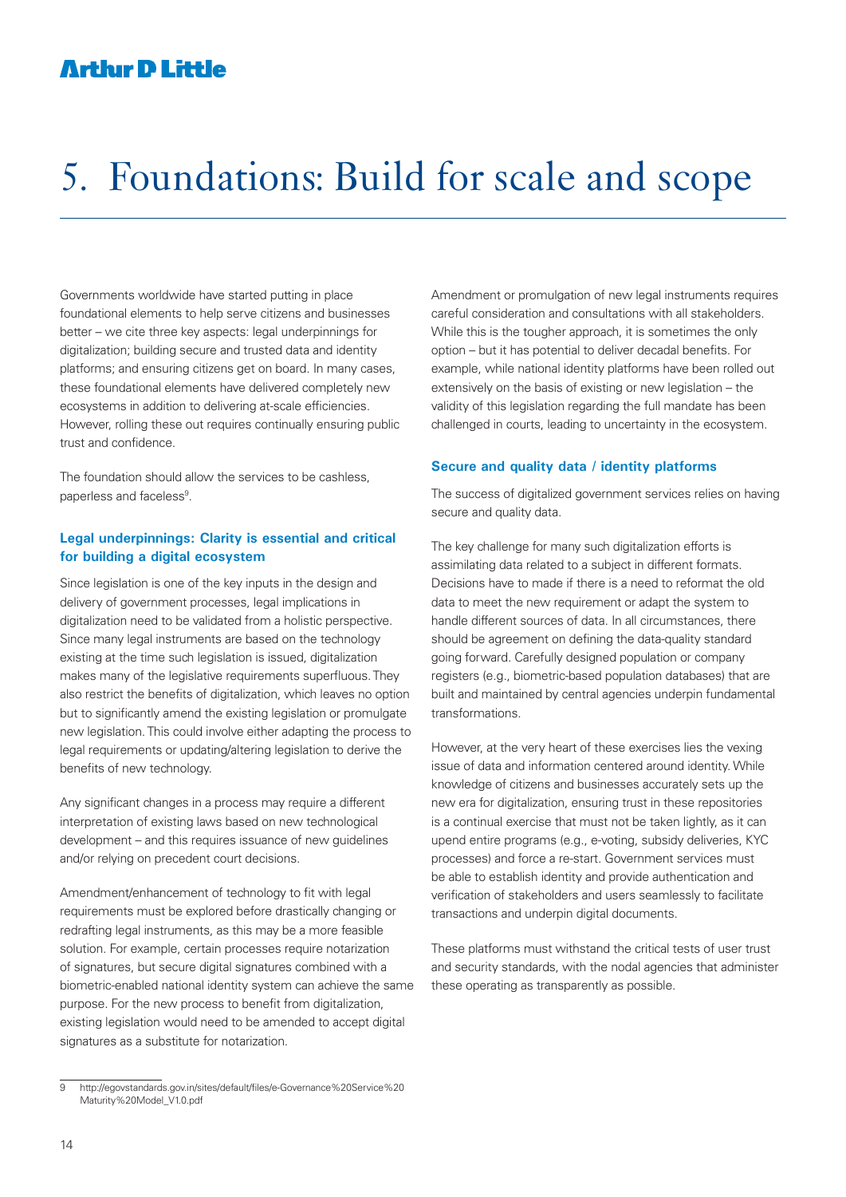# 5. Foundations: Build for scale and scope

Governments worldwide have started putting in place foundational elements to help serve citizens and businesses better – we cite three key aspects: legal underpinnings for digitalization; building secure and trusted data and identity platforms; and ensuring citizens get on board. In many cases, these foundational elements have delivered completely new ecosystems in addition to delivering at-scale efficiencies. However, rolling these out requires continually ensuring public trust and confidence.

The foundation should allow the services to be cashless, paperless and faceless[9].

### Legal underpinnings: Clarity is essential and critical for building a digital ecosystem

Since legislation is one of the key inputs in the design and delivery of government processes, legal implications in digitalization need to be validated from a holistic perspective. Since many legal instruments are based on the technology existing at the time such legislation is issued, digitalization makes many of the legislative requirements superfluous. They also restrict the benefits of digitalization, which leaves no option but to significantly amend the existing legislation or promulgate new legislation. This could involve either adapting the process to legal requirements or updating/altering legislation to derive the benefits of new technology.

Any significant changes in a process may require a different interpretation of existing laws based on new technological development – and this requires issuance of new guidelines and/or relying on precedent court decisions.

Amendment/enhancement of technology to fit with legal requirements must be explored before drastically changing or redrafting legal instruments, as this may be a more feasible solution. For example, certain processes require notarization of signatures, but secure digital signatures combined with a biometric-enabled national identity system can achieve the same purpose. For the new process to benefit from digitalization, existing legislation would need to be amended to accept digital signatures as a substitute for notarization.

Amendment or promulgation of new legal instruments requires careful consideration and consultations with all stakeholders. While this is the tougher approach, it is sometimes the only option – but it has potential to deliver decadal benefits. For example, while national identity platforms have been rolled out extensively on the basis of existing or new legislation – the validity of this legislation regarding the full mandate has been challenged in courts, leading to uncertainty in the ecosystem.

### Secure and quality data / identity platforms

The success of digitalized government services relies on having secure and quality data.

The key challenge for many such digitalization efforts is assimilating data related to a subject in different formats. Decisions have to made if there is a need to reformat the old data to meet the new requirement or adapt the system to handle different sources of data. In all circumstances, there should be agreement on defining the data-quality standard going forward. Carefully designed population or company registers (e.g., biometric-based population databases) that are built and maintained by central agencies underpin fundamental transformations.

However, at the very heart of these exercises lies the vexing issue of data and information centered around identity. While knowledge of citizens and businesses accurately sets up the new era for digitalization, ensuring trust in these repositories is a continual exercise that must not be taken lightly, as it can upend entire programs (e.g., e-voting, subsidy deliveries, KYC processes) and force a re-start. Government services must be able to establish identity and provide authentication and verification of stakeholders and users seamlessly to facilitate transactions and underpin digital documents.

These platforms must withstand the critical tests of user trust and security standards, with the nodal agencies that administer these operating as transparently as possible.

---

9 http://egovstandards.gov.in/sites/default/files/e-Governance%20Service%20Maturity%20Model_V1.0.pdf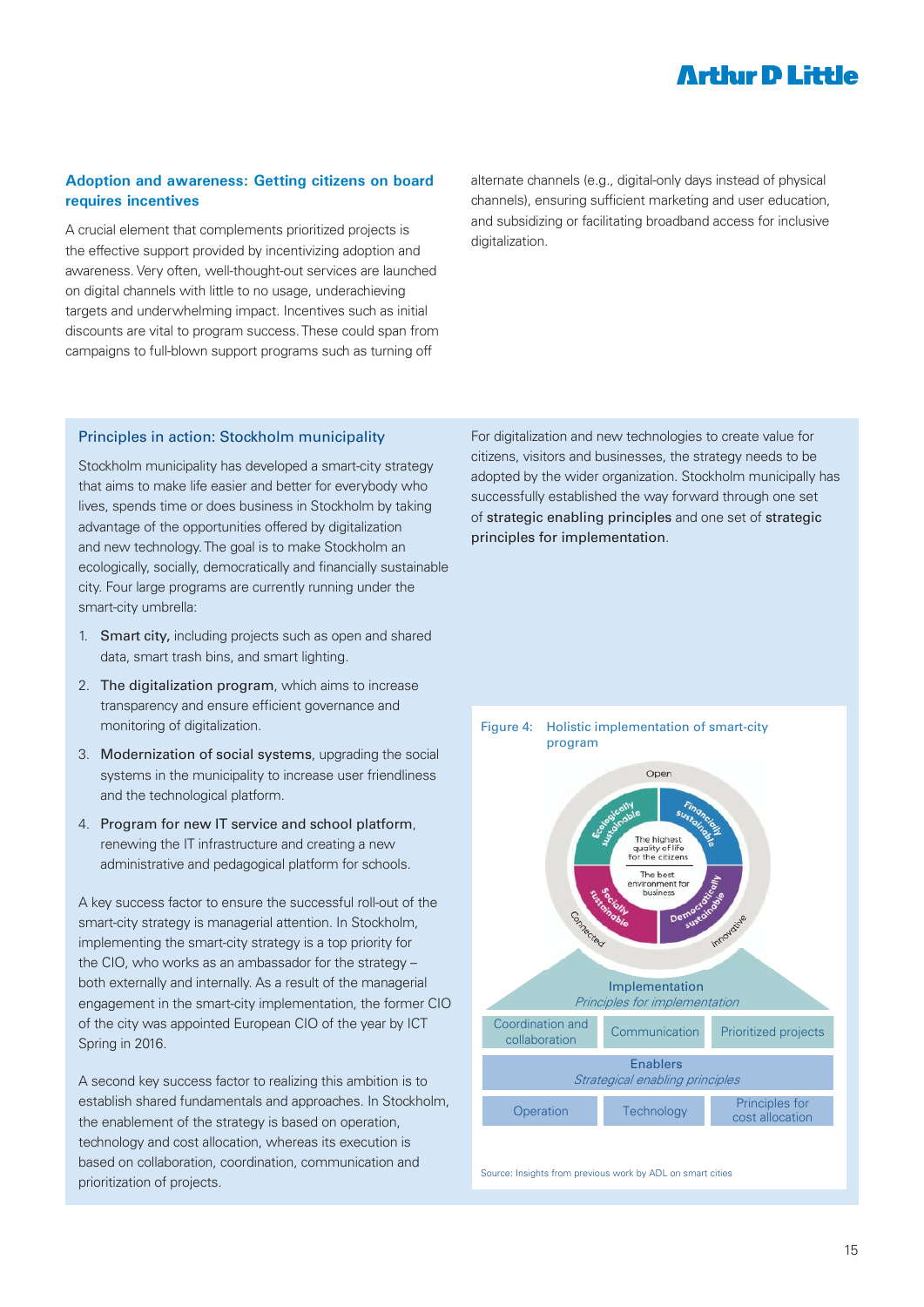## Adoption and awareness: Getting citizens on board requires incentives

A crucial element that complements prioritized projects is the effective support provided by incentivizing adoption and awareness. Very often, well-thought-out services are launched on digital channels with little to no usage, underachieving targets and underwhelming impact. Incentives such as initial discounts are vital to program success. These could span from campaigns to full-blown support programs such as turning off alternate channels (e.g., digital-only days instead of physical channels), ensuring sufficient marketing and user education, and subsidizing or facilitating broadband access for inclusive digitalization.

### Principles in action: Stockholm municipality

Stockholm municipality has developed a smart-city strategy that aims to make life easier and better for everybody who lives, spends time or does business in Stockholm by taking advantage of the opportunities offered by digitalization and new technology. The goal is to make Stockholm an ecologically, socially, democratically and financially sustainable city. Four large programs are currently running under the smart-city umbrella:

1. **Smart city,** including projects such as open and shared data, smart trash bins, and smart lighting.
2. **The digitalization program**, which aims to increase transparency and ensure efficient governance and monitoring of digitalization.
3. **Modernization of social systems**, upgrading the social systems in the municipality to increase user friendliness and the technological platform.
4. **Program for new IT service and school platform**, renewing the IT infrastructure and creating a new administrative and pedagogical platform for schools.

A key success factor to ensure the successful roll-out of the smart-city strategy is managerial attention. In Stockholm, implementing the smart-city strategy is a top priority for the CIO, who works as an ambassador for the strategy – both externally and internally. As a result of the managerial engagement in the smart-city implementation, the former CIO of the city was appointed European CIO of the year by ICT Spring in 2016.

A second key success factor to realizing this ambition is to establish shared fundamentals and approaches. In Stockholm, the enablement of the strategy is based on operation, technology and cost allocation, whereas its execution is based on collaboration, coordination, communication and prioritization of projects.

For digitalization and new technologies to create value for citizens, visitors and businesses, the strategy needs to be adopted by the wider organization. Stockholm municipally has successfully established the way forward through one set of **strategic enabling principles** and one set of **strategic principles for implementation**.

Figure 4: Holistic implementation of smart-city program

Open

Ecologically sustainable | Financially sustainable | Socially sustainable | Democratically sustainable

The highest quality of life for the citizens

The best environment for business

Connected | Innovative

**Implementation**
*Principles for implementation*

| Coordination and collaboration | Communication | Prioritized projects |
|---|---|---|

**Enablers**
*Strategical enabling principles*

| Operation | Technology | Principles for cost allocation |
|---|---|---|

Source: Insights from previous work by ADL on smart cities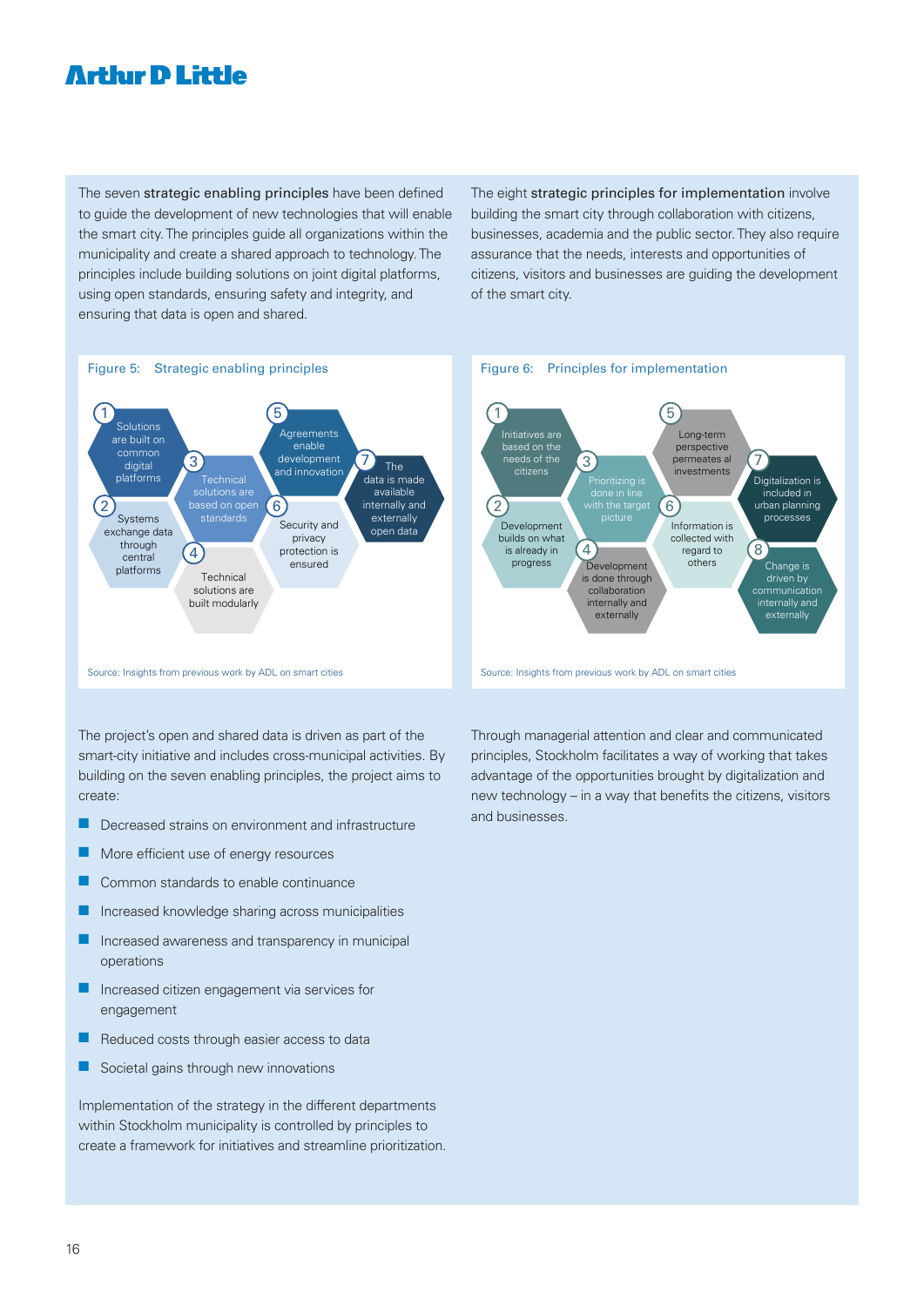The seven **strategic enabling principles** have been defined to guide the development of new technologies that will enable the smart city. The principles guide all organizations within the municipality and create a shared approach to technology. The principles include building solutions on joint digital platforms, using open standards, ensuring safety and integrity, and ensuring that data is open and shared.

The eight **strategic principles for implementation** involve building the smart city through collaboration with citizens, businesses, academia and the public sector. They also require assurance that the needs, interests and opportunities of citizens, visitors and businesses are guiding the development of the smart city.

Figure 5: Strategic enabling principles

1. Solutions are built on common digital platforms
2. Systems exchange data through central platforms
3. Technical solutions are based on open standards
4. Technical solutions are built modularly
5. Agreements enable development and innovation
6. Security and privacy protection is ensured
7. The data is made available internally and externally open data

Source: Insights from previous work by ADL on smart cities

Figure 6: Principles for implementation

1. Initiatives are based on the needs of the citizens
2. Development builds on what is already in progress
3. Prioritizing is done in line with the target picture
4. Development is done through collaboration internally and externally
5. Long-term perspective permeates al investments
6. Information is collected with regard to others
7. Digitalization is included in urban planning processes
8. Change is driven by communication internally and externally

Source: Insights from previous work by ADL on smart cities

The project's open and shared data is driven as part of the smart-city initiative and includes cross-municipal activities. By building on the seven enabling principles, the project aims to create:

- Decreased strains on environment and infrastructure
- More efficient use of energy resources
- Common standards to enable continuance
- Increased knowledge sharing across municipalities
- Increased awareness and transparency in municipal operations
- Increased citizen engagement via services for engagement
- Reduced costs through easier access to data
- Societal gains through new innovations

Implementation of the strategy in the different departments within Stockholm municipality is controlled by principles to create a framework for initiatives and streamline prioritization.

Through managerial attention and clear and communicated principles, Stockholm facilitates a way of working that takes advantage of the opportunities brought by digitalization and new technology – in a way that benefits the citizens, visitors and businesses.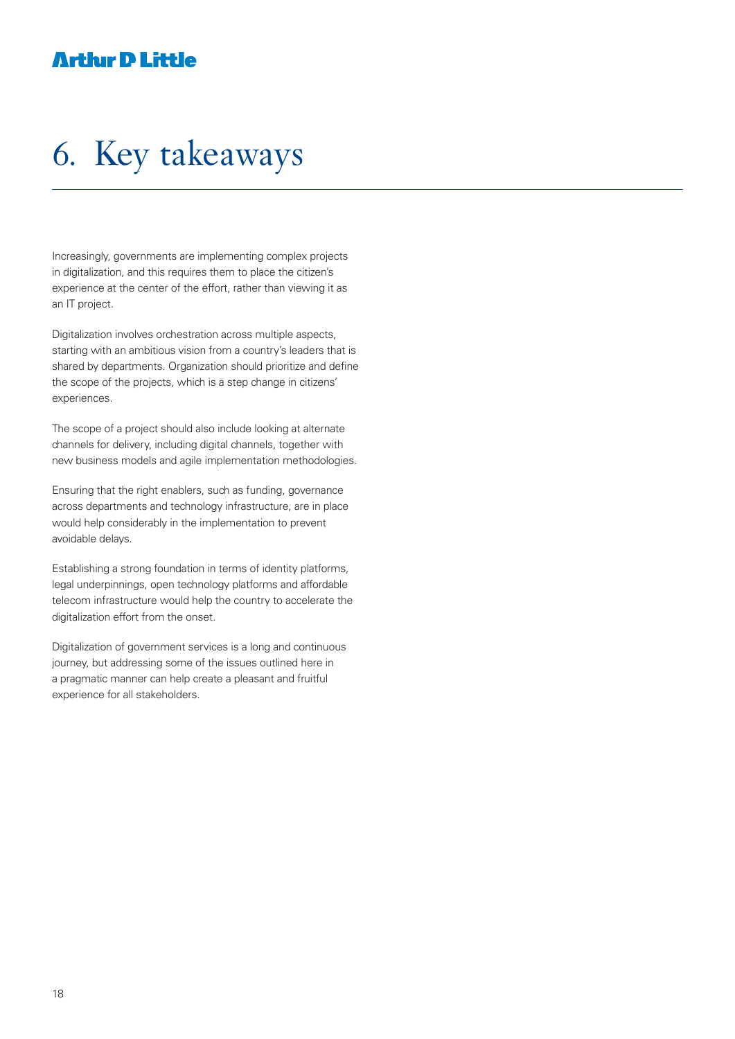# 6. Key takeaways

Increasingly, governments are implementing complex projects in digitalization, and this requires them to place the citizen's experience at the center of the effort, rather than viewing it as an IT project.

Digitalization involves orchestration across multiple aspects, starting with an ambitious vision from a country's leaders that is shared by departments. Organization should prioritize and define the scope of the projects, which is a step change in citizens' experiences.

The scope of a project should also include looking at alternate channels for delivery, including digital channels, together with new business models and agile implementation methodologies.

Ensuring that the right enablers, such as funding, governance across departments and technology infrastructure, are in place would help considerably in the implementation to prevent avoidable delays.

Establishing a strong foundation in terms of identity platforms, legal underpinnings, open technology platforms and affordable telecom infrastructure would help the country to accelerate the digitalization effort from the onset.

Digitalization of government services is a long and continuous journey, but addressing some of the issues outlined here in a pragmatic manner can help create a pleasant and fruitful experience for all stakeholders.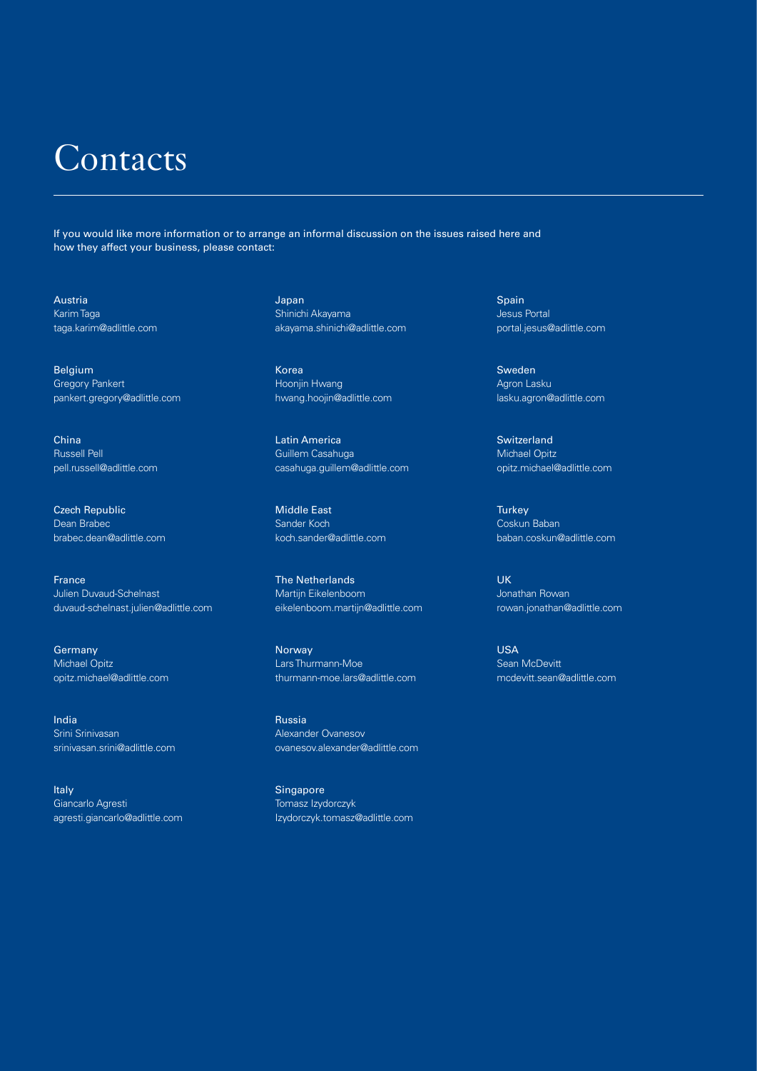# Contacts

If you would like more information or to arrange an informal discussion on the issues raised here and how they affect your business, please contact:

Austria
Karim Taga
taga.karim@adlittle.com

Belgium
Gregory Pankert
pankert.gregory@adlittle.com

China
Russell Pell
pell.russell@adlittle.com

Czech Republic
Dean Brabec
brabec.dean@adlittle.com

France
Julien Duvaud-Schelnast
duvaud-schelnast.julien@adlittle.com

Germany
Michael Opitz
opitz.michael@adlittle.com

India
Srini Srinivasan
srinivasan.srini@adlittle.com

Italy
Giancarlo Agresti
agresti.giancarlo@adlittle.com

Japan
Shinichi Akayama
akayama.shinichi@adlittle.com

Korea
Hoonjin Hwang
hwang.hoojin@adlittle.com

Latin America
Guillem Casahuga
casahuga.guillem@adlittle.com

Middle East
Sander Koch
koch.sander@adlittle.com

The Netherlands
Martijn Eikelenboom
eikelenboom.martijn@adlittle.com

Norway
Lars Thurmann-Moe
thurmann-moe.lars@adlittle.com

Russia
Alexander Ovanesov
ovanesov.alexander@adlittle.com

Singapore
Tomasz Izydorczyk
Izydorczyk.tomasz@adlittle.com

Spain
Jesus Portal
portal.jesus@adlittle.com

Sweden
Agron Lasku
lasku.agron@adlittle.com

Switzerland
Michael Opitz
opitz.michael@adlittle.com

Turkey
Coskun Baban
baban.coskun@adlittle.com

UK
Jonathan Rowan
rowan.jonathan@adlittle.com

USA
Sean McDevitt
mcdevitt.sean@adlittle.com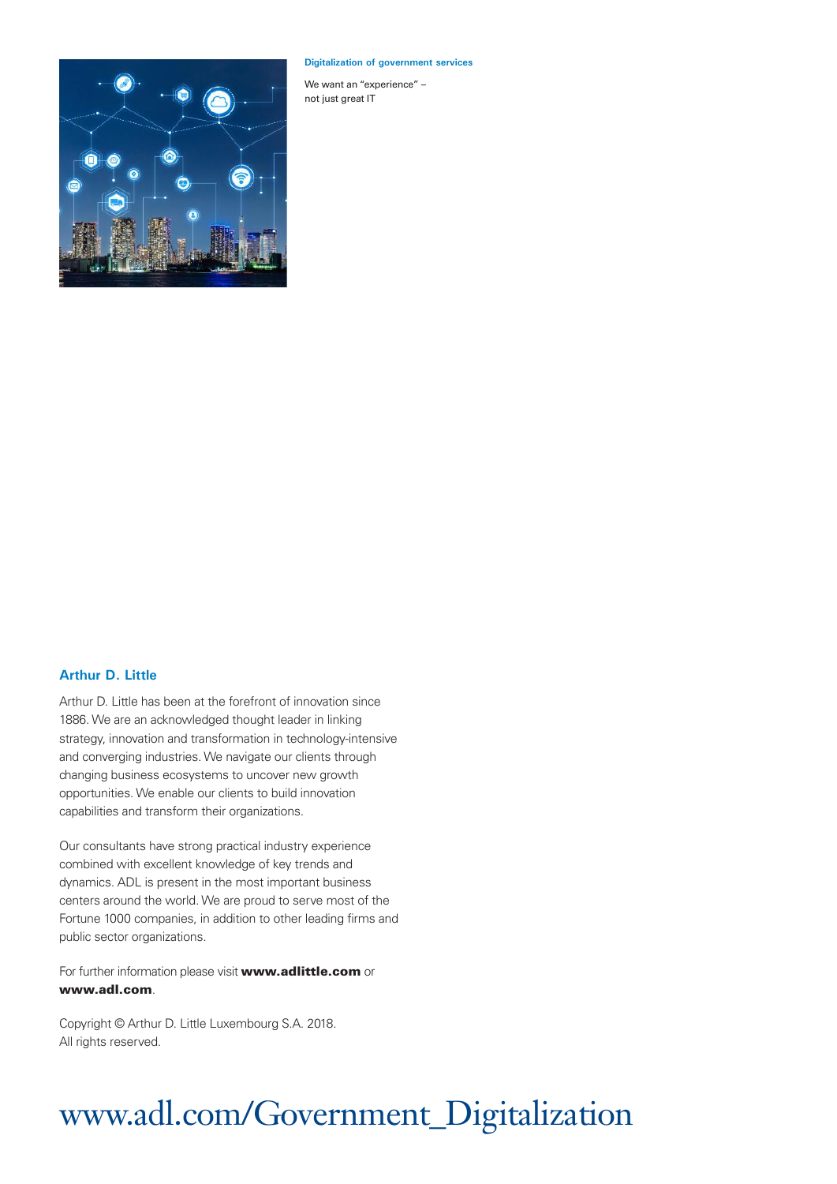**Digitalization of government services**

We want an "experience" – not just great IT

## Arthur D. Little

Arthur D. Little has been at the forefront of innovation since 1886. We are an acknowledged thought leader in linking strategy, innovation and transformation in technology-intensive and converging industries. We navigate our clients through changing business ecosystems to uncover new growth opportunities. We enable our clients to build innovation capabilities and transform their organizations.

Our consultants have strong practical industry experience combined with excellent knowledge of key trends and dynamics. ADL is present in the most important business centers around the world. We are proud to serve most of the Fortune 1000 companies, in addition to other leading firms and public sector organizations.

For further information please visit **www.adlittle.com** or **www.adl.com**.

Copyright © Arthur D. Little Luxembourg S.A. 2018. All rights reserved.

www.adl.com/Government_Digitalization